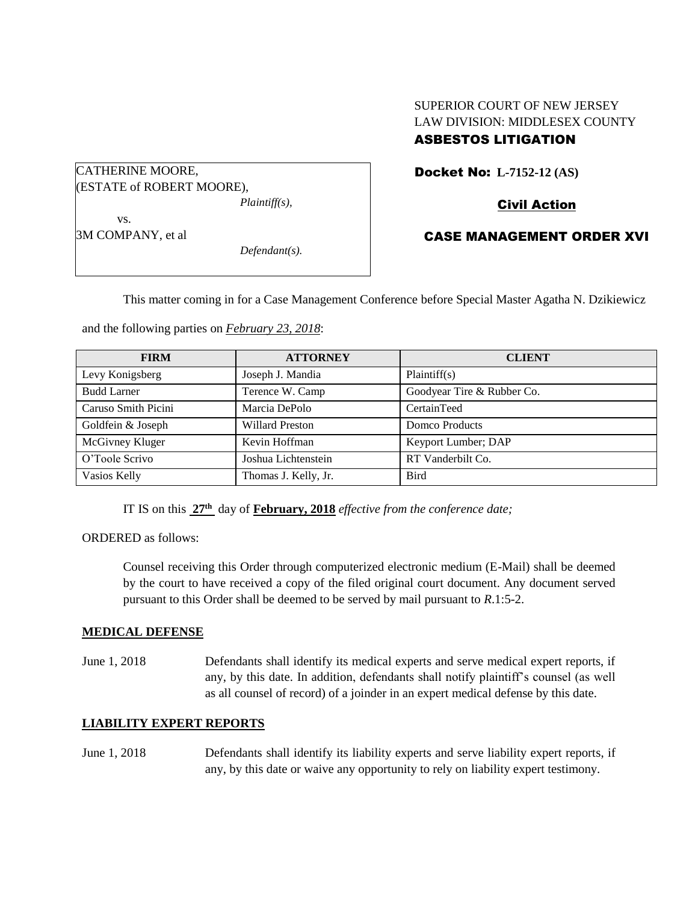SUPERIOR COURT OF NEW JERSEY
LAW DIVISION: MIDDLESEX COUNTY
**ASBESTOS LITIGATION**

CATHERINE MOORE,
(ESTATE of ROBERT MOORE),
*Plaintiff(s),*

vs.

3M COMPANY, et al
*Defendant(s).*

**Docket No: L-7152-12 (AS)**

**Civil Action**

**CASE MANAGEMENT ORDER XVI**

This matter coming in for a Case Management Conference before Special Master Agatha N. Dzikiewicz and the following parties on ***February 23, 2018***:

| FIRM | ATTORNEY | CLIENT |
|---|---|---|
| Levy Konigsberg | Joseph J. Mandia | Plaintiff(s) |
| Budd Larner | Terence W. Camp | Goodyear Tire & Rubber Co. |
| Caruso Smith Picini | Marcia DePolo | CertainTeed |
| Goldfein & Joseph | Willard Preston | Domco Products |
| McGivney Kluger | Kevin Hoffman | Keyport Lumber; DAP |
| O'Toole Scrivo | Joshua Lichtenstein | RT Vanderbilt Co. |
| Vasios Kelly | Thomas J. Kelly, Jr. | Bird |

IT IS on this **27th** day of **February, 2018** *effective from the conference date;*

ORDERED as follows:

Counsel receiving this Order through computerized electronic medium (E-Mail) shall be deemed by the court to have received a copy of the filed original court document. Any document served pursuant to this Order shall be deemed to be served by mail pursuant to *R*.1:5-2.

**MEDICAL DEFENSE**

June 1, 2018 — Defendants shall identify its medical experts and serve medical expert reports, if any, by this date. In addition, defendants shall notify plaintiff's counsel (as well as all counsel of record) of a joinder in an expert medical defense by this date.

**LIABILITY EXPERT REPORTS**

June 1, 2018 — Defendants shall identify its liability experts and serve liability expert reports, if any, by this date or waive any opportunity to rely on liability expert testimony.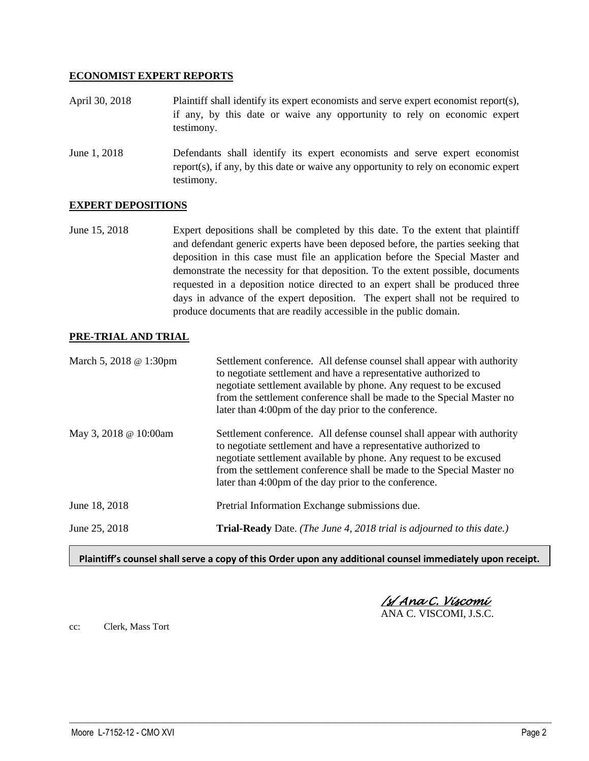**ECONOMIST EXPERT REPORTS**

| | |
|---|---|
| April 30, 2018 | Plaintiff shall identify its expert economists and serve expert economist report(s), if any, by this date or waive any opportunity to rely on economic expert testimony. |
| June 1, 2018 | Defendants shall identify its expert economists and serve expert economist report(s), if any, by this date or waive any opportunity to rely on economic expert testimony. |

**EXPERT DEPOSITIONS**

| | |
|---|---|
| June 15, 2018 | Expert depositions shall be completed by this date. To the extent that plaintiff and defendant generic experts have been deposed before, the parties seeking that deposition in this case must file an application before the Special Master and demonstrate the necessity for that deposition. To the extent possible, documents requested in a deposition notice directed to an expert shall be produced three days in advance of the expert deposition. The expert shall not be required to produce documents that are readily accessible in the public domain. |

**PRE-TRIAL AND TRIAL**

| | |
|---|---|
| March 5, 2018 @ 1:30pm | Settlement conference. All defense counsel shall appear with authority to negotiate settlement and have a representative authorized to negotiate settlement available by phone. Any request to be excused from the settlement conference shall be made to the Special Master no later than 4:00pm of the day prior to the conference. |
| May 3, 2018 @ 10:00am | Settlement conference. All defense counsel shall appear with authority to negotiate settlement and have a representative authorized to negotiate settlement available by phone. Any request to be excused from the settlement conference shall be made to the Special Master no later than 4:00pm of the day prior to the conference. |
| June 18, 2018 | Pretrial Information Exchange submissions due. |
| June 25, 2018 | **Trial-Ready** Date. *(The June 4, 2018 trial is adjourned to this date.)* |

**Plaintiff's counsel shall serve a copy of this Order upon any additional counsel immediately upon receipt.**

/s/ Ana C. Viscomi
ANA C. VISCOMI, J.S.C.

cc: Clerk, Mass Tort